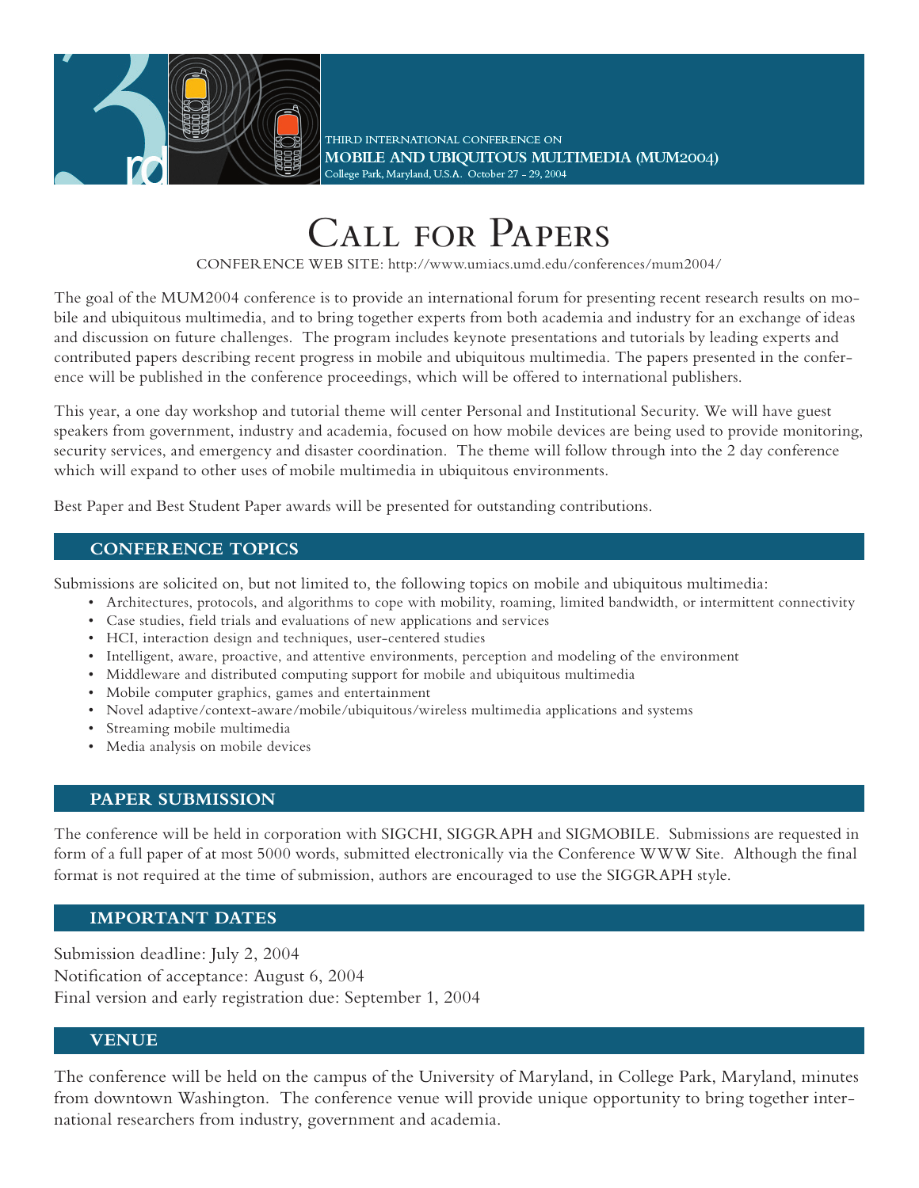THIRD INTERNATIONAL CONFERENCE ON
**MOBILE AND UBIQUITOUS MULTIMEDIA (MUM2004)**
College Park, Maryland, U.S.A. October 27 - 29, 2004

# Call for Papers

CONFERENCE WEB SITE: http://www.umiacs.umd.edu/conferences/mum2004/

The goal of the MUM2004 conference is to provide an international forum for presenting recent research results on mobile and ubiquitous multimedia, and to bring together experts from both academia and industry for an exchange of ideas and discussion on future challenges. The program includes keynote presentations and tutorials by leading experts and contributed papers describing recent progress in mobile and ubiquitous multimedia. The papers presented in the conference will be published in the conference proceedings, which will be offered to international publishers.

This year, a one day workshop and tutorial theme will center Personal and Institutional Security. We will have guest speakers from government, industry and academia, focused on how mobile devices are being used to provide monitoring, security services, and emergency and disaster coordination. The theme will follow through into the 2 day conference which will expand to other uses of mobile multimedia in ubiquitous environments.

Best Paper and Best Student Paper awards will be presented for outstanding contributions.

## CONFERENCE TOPICS

Submissions are solicited on, but not limited to, the following topics on mobile and ubiquitous multimedia:

- Architectures, protocols, and algorithms to cope with mobility, roaming, limited bandwidth, or intermittent connectivity
- Case studies, field trials and evaluations of new applications and services
- HCI, interaction design and techniques, user-centered studies
- Intelligent, aware, proactive, and attentive environments, perception and modeling of the environment
- Middleware and distributed computing support for mobile and ubiquitous multimedia
- Mobile computer graphics, games and entertainment
- Novel adaptive/context-aware/mobile/ubiquitous/wireless multimedia applications and systems
- Streaming mobile multimedia
- Media analysis on mobile devices

## PAPER SUBMISSION

The conference will be held in corporation with SIGCHI, SIGGRAPH and SIGMOBILE. Submissions are requested in form of a full paper of at most 5000 words, submitted electronically via the Conference WWW Site. Although the final format is not required at the time of submission, authors are encouraged to use the SIGGRAPH style.

## IMPORTANT DATES

Submission deadline: July 2, 2004
Notification of acceptance: August 6, 2004
Final version and early registration due: September 1, 2004

## VENUE

The conference will be held on the campus of the University of Maryland, in College Park, Maryland, minutes from downtown Washington. The conference venue will provide unique opportunity to bring together international researchers from industry, government and academia.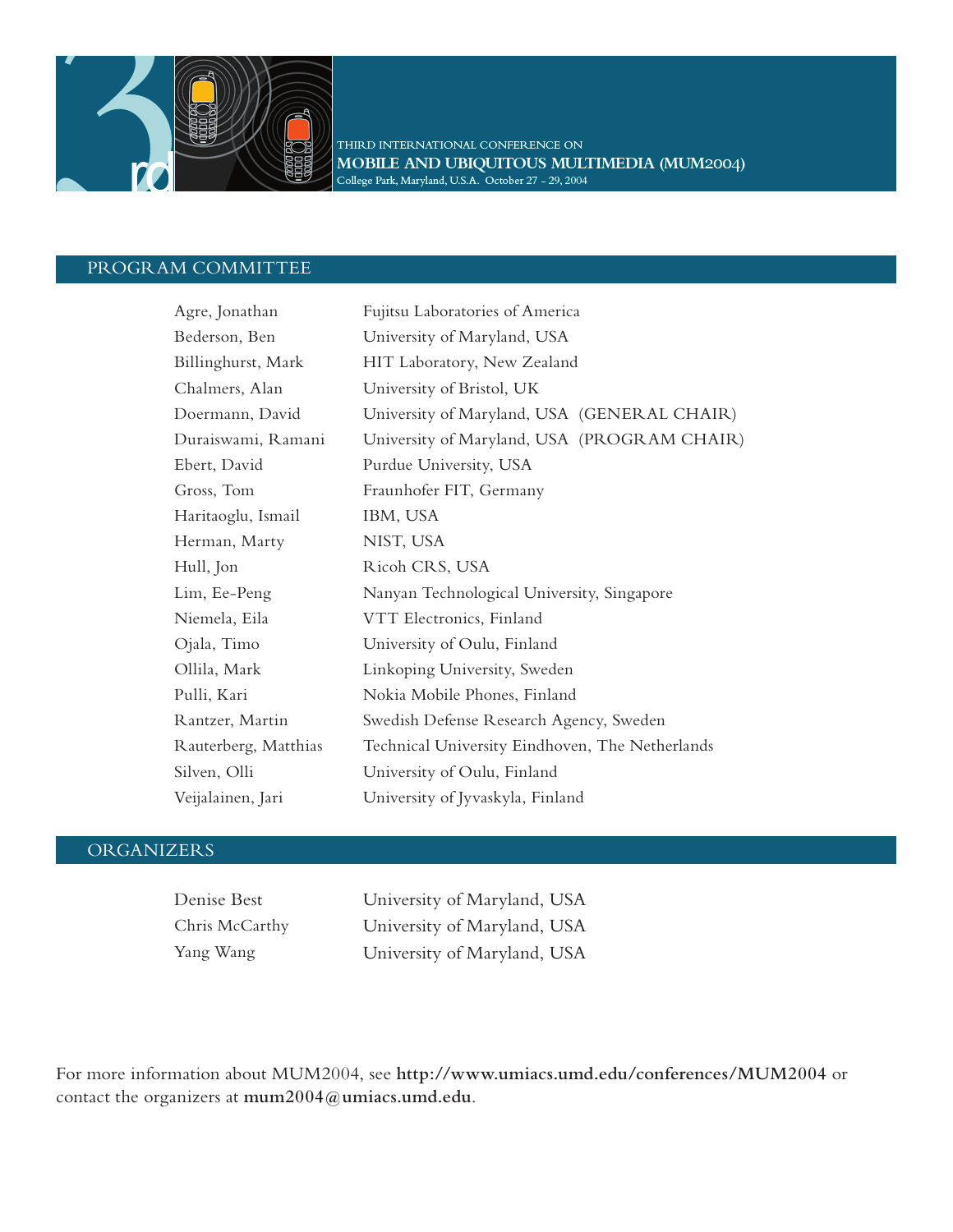THIRD INTERNATIONAL CONFERENCE ON

**MOBILE AND UBIQUITOUS MULTIMEDIA (MUM2004)**

College Park, Maryland, U.S.A. October 27 - 29, 2004

## PROGRAM COMMITTEE

| | |
|---|---|
| Agre, Jonathan | Fujitsu Laboratories of America |
| Bederson, Ben | University of Maryland, USA |
| Billinghurst, Mark | HIT Laboratory, New Zealand |
| Chalmers, Alan | University of Bristol, UK |
| Doermann, David | University of Maryland, USA (GENERAL CHAIR) |
| Duraiswami, Ramani | University of Maryland, USA (PROGRAM CHAIR) |
| Ebert, David | Purdue University, USA |
| Gross, Tom | Fraunhofer FIT, Germany |
| Haritaoglu, Ismail | IBM, USA |
| Herman, Marty | NIST, USA |
| Hull, Jon | Ricoh CRS, USA |
| Lim, Ee-Peng | Nanyan Technological University, Singapore |
| Niemela, Eila | VTT Electronics, Finland |
| Ojala, Timo | University of Oulu, Finland |
| Ollila, Mark | Linkoping University, Sweden |
| Pulli, Kari | Nokia Mobile Phones, Finland |
| Rantzer, Martin | Swedish Defense Research Agency, Sweden |
| Rauterberg, Matthias | Technical University Eindhoven, The Netherlands |
| Silven, Olli | University of Oulu, Finland |
| Veijalainen, Jari | University of Jyvaskyla, Finland |

## ORGANIZERS

| | |
|---|---|
| Denise Best | University of Maryland, USA |
| Chris McCarthy | University of Maryland, USA |
| Yang Wang | University of Maryland, USA |

For more information about MUM2004, see **http://www.umiacs.umd.edu/conferences/MUM2004** or contact the organizers at **mum2004@umiacs.umd.edu**.